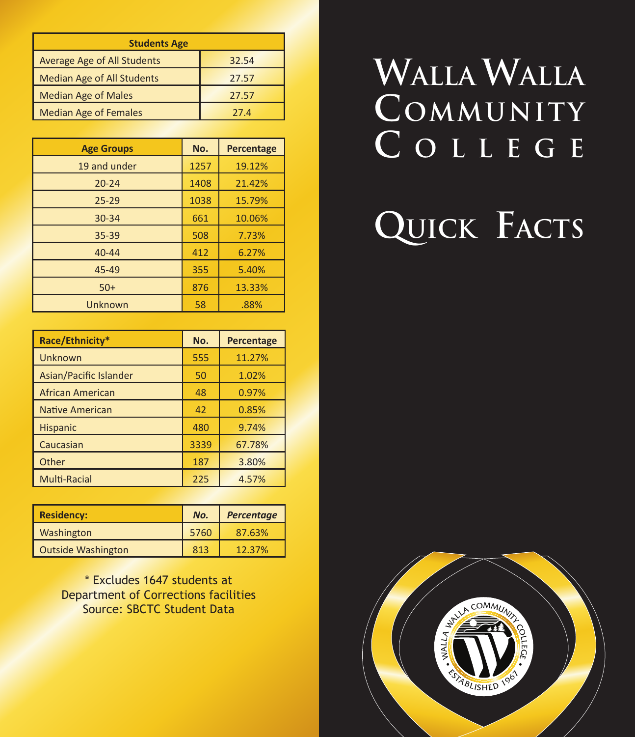# Walla Walla Community College

## Quick Facts

| Students Age | |
|---|---|
| Average Age of All Students | 32.54 |
| Median Age of All Students | 27.57 |
| Median Age of Males | 27.57 |
| Median Age of Females | 27.4 |

| Age Groups | No. | Percentage |
|---|---|---|
| 19 and under | 1257 | 19.12% |
| 20-24 | 1408 | 21.42% |
| 25-29 | 1038 | 15.79% |
| 30-34 | 661 | 10.06% |
| 35-39 | 508 | 7.73% |
| 40-44 | 412 | 6.27% |
| 45-49 | 355 | 5.40% |
| 50+ | 876 | 13.33% |
| Unknown | 58 | .88% |

| Race/Ethnicity* | No. | Percentage |
|---|---|---|
| Unknown | 555 | 11.27% |
| Asian/Pacific Islander | 50 | 1.02% |
| African American | 48 | 0.97% |
| Native American | 42 | 0.85% |
| Hispanic | 480 | 9.74% |
| Caucasian | 3339 | 67.78% |
| Other | 187 | 3.80% |
| Multi-Racial | 225 | 4.57% |

| Residency: | *No.* | *Percentage* |
|---|---|---|
| Washington | 5760 | 87.63% |
| Outside Washington | 813 | 12.37% |

\* Excludes 1647 students at Department of Corrections facilities
Source: SBCTC Student Data

Walla Walla Community College • Established 1967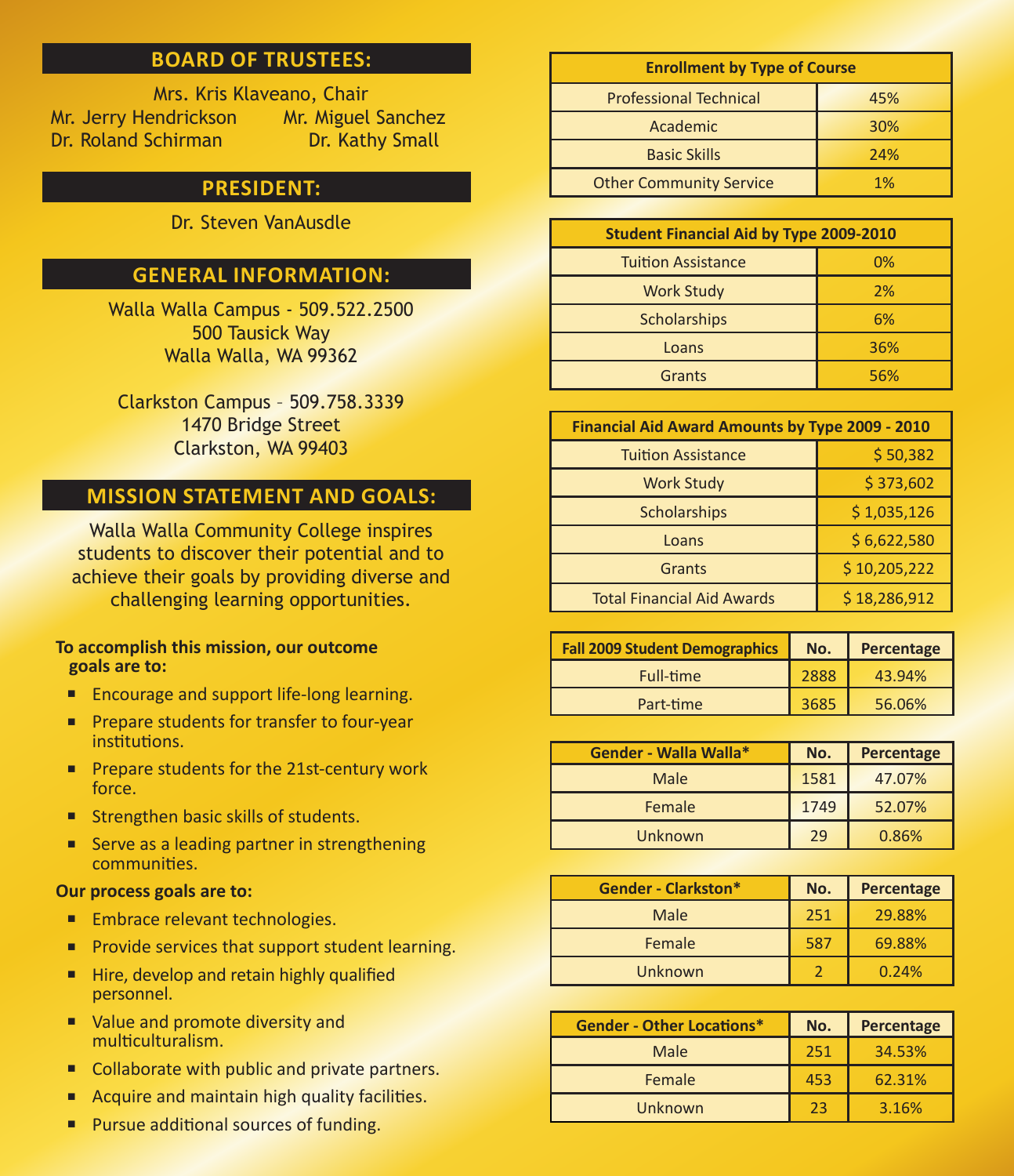## BOARD OF TRUSTEES:

Mrs. Kris Klaveano, Chair
Mr. Jerry Hendrickson
Mr. Miguel Sanchez
Dr. Roland Schirman
Dr. Kathy Small

## PRESIDENT:

Dr. Steven VanAusdle

## GENERAL INFORMATION:

Walla Walla Campus - 509.522.2500
500 Tausick Way
Walla Walla, WA 99362

Clarkston Campus – 509.758.3339
1470 Bridge Street
Clarkston, WA 99403

## MISSION STATEMENT AND GOALS:

Walla Walla Community College inspires students to discover their potential and to achieve their goals by providing diverse and challenging learning opportunities.

**To accomplish this mission, our outcome goals are to:**

- Encourage and support life-long learning.
- Prepare students for transfer to four-year institutions.
- Prepare students for the 21st-century work force.
- Strengthen basic skills of students.
- Serve as a leading partner in strengthening communities.

**Our process goals are to:**

- Embrace relevant technologies.
- Provide services that support student learning.
- Hire, develop and retain highly qualified personnel.
- Value and promote diversity and multiculturalism.
- Collaborate with public and private partners.
- Acquire and maintain high quality facilities.
- Pursue additional sources of funding.

| Enrollment by Type of Course | |
|---|---|
| Professional Technical | 45% |
| Academic | 30% |
| Basic Skills | 24% |
| Other Community Service | 1% |

| Student Financial Aid by Type 2009-2010 | |
|---|---|
| Tuition Assistance | 0% |
| Work Study | 2% |
| Scholarships | 6% |
| Loans | 36% |
| Grants | 56% |

| Financial Aid Award Amounts by Type 2009 - 2010 | |
|---|---|
| Tuition Assistance | $ 50,382 |
| Work Study | $ 373,602 |
| Scholarships | $ 1,035,126 |
| Loans | $ 6,622,580 |
| Grants | $ 10,205,222 |
| Total Financial Aid Awards | $ 18,286,912 |

| Fall 2009 Student Demographics | No. | Percentage |
|---|---|---|
| Full-time | 2888 | 43.94% |
| Part-time | 3685 | 56.06% |

| Gender - Walla Walla* | No. | Percentage |
|---|---|---|
| Male | 1581 | 47.07% |
| Female | 1749 | 52.07% |
| Unknown | 29 | 0.86% |

| Gender - Clarkston* | No. | Percentage |
|---|---|---|
| Male | 251 | 29.88% |
| Female | 587 | 69.88% |
| Unknown | 2 | 0.24% |

| Gender - Other Locations* | No. | Percentage |
|---|---|---|
| Male | 251 | 34.53% |
| Female | 453 | 62.31% |
| Unknown | 23 | 3.16% |